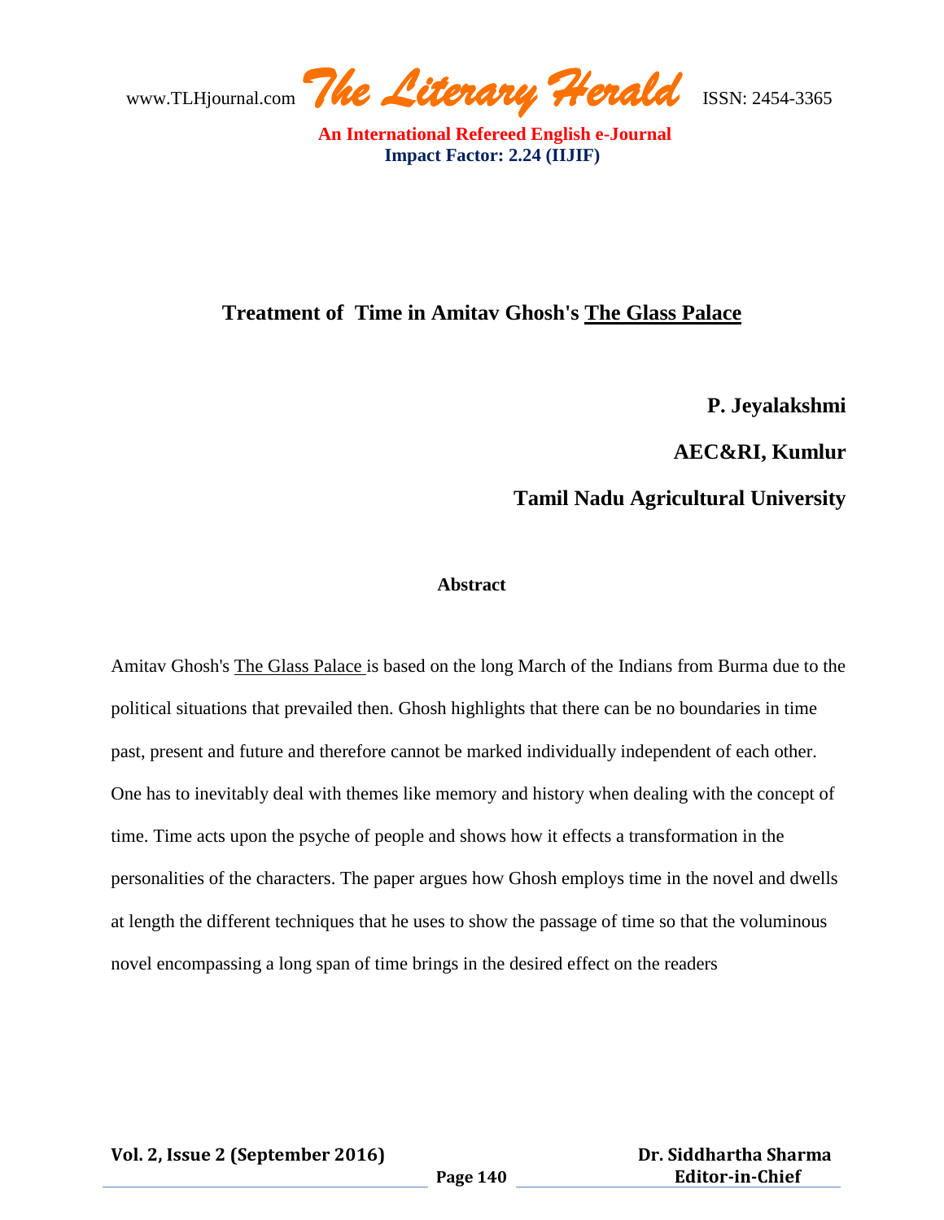# Treatment of Time in Amitav Ghosh's The Glass Palace

**P. Jeyalakshmi**

**AEC&RI, Kumlur**

**Tamil Nadu Agricultural University**

## Abstract

Amitav Ghosh's The Glass Palace is based on the long March of the Indians from Burma due to the political situations that prevailed then. Ghosh highlights that there can be no boundaries in time past, present and future and therefore cannot be marked individually independent of each other. One has to inevitably deal with themes like memory and history when dealing with the concept of time. Time acts upon the psyche of people and shows how it effects a transformation in the personalities of the characters. The paper argues how Ghosh employs time in the novel and dwells at length the different techniques that he uses to show the passage of time so that the voluminous novel encompassing a long span of time brings in the desired effect on the readers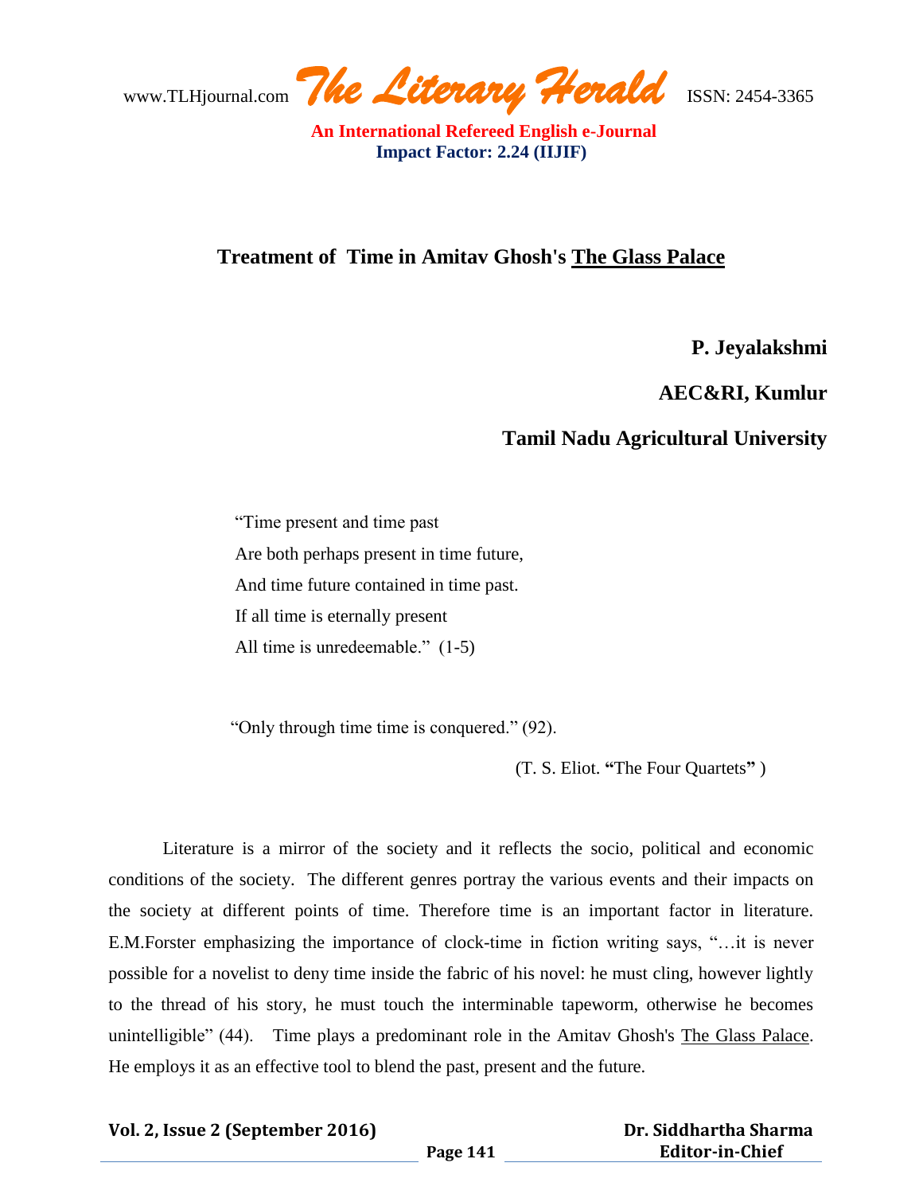## Treatment of Time in Amitav Ghosh's The Glass Palace

**P. Jeyalakshmi**

**AEC&RI, Kumlur**

**Tamil Nadu Agricultural University**

"Time present and time past
Are both perhaps present in time future,
And time future contained in time past.
If all time is eternally present
All time is unredeemable." (1-5)

"Only through time time is conquered." (92).

(T. S. Eliot. **"**The Four Quartets**"** )

Literature is a mirror of the society and it reflects the socio, political and economic conditions of the society. The different genres portray the various events and their impacts on the society at different points of time. Therefore time is an important factor in literature. E.M.Forster emphasizing the importance of clock-time in fiction writing says, "…it is never possible for a novelist to deny time inside the fabric of his novel: he must cling, however lightly to the thread of his story, he must touch the interminable tapeworm, otherwise he becomes unintelligible" (44). Time plays a predominant role in the Amitav Ghosh's The Glass Palace. He employs it as an effective tool to blend the past, present and the future.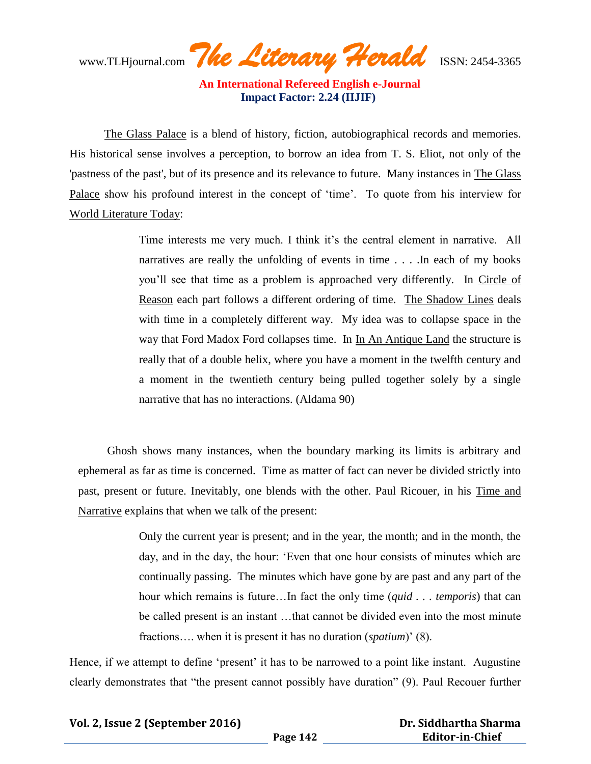The Glass Palace is a blend of history, fiction, autobiographical records and memories. His historical sense involves a perception, to borrow an idea from T. S. Eliot, not only of the 'pastness of the past', but of its presence and its relevance to future. Many instances in The Glass Palace show his profound interest in the concept of 'time'. To quote from his interview for World Literature Today:

> Time interests me very much. I think it's the central element in narrative. All narratives are really the unfolding of events in time . . . .In each of my books you'll see that time as a problem is approached very differently. In Circle of Reason each part follows a different ordering of time. The Shadow Lines deals with time in a completely different way. My idea was to collapse space in the way that Ford Madox Ford collapses time. In In An Antique Land the structure is really that of a double helix, where you have a moment in the twelfth century and a moment in the twentieth century being pulled together solely by a single narrative that has no interactions. (Aldama 90)

Ghosh shows many instances, when the boundary marking its limits is arbitrary and ephemeral as far as time is concerned. Time as matter of fact can never be divided strictly into past, present or future. Inevitably, one blends with the other. Paul Ricouer, in his Time and Narrative explains that when we talk of the present:

> Only the current year is present; and in the year, the month; and in the month, the day, and in the day, the hour: 'Even that one hour consists of minutes which are continually passing. The minutes which have gone by are past and any part of the hour which remains is future…In fact the only time (*quid . . . temporis*) that can be called present is an instant …that cannot be divided even into the most minute fractions…. when it is present it has no duration (*spatium*)' (8).

Hence, if we attempt to define 'present' it has to be narrowed to a point like instant. Augustine clearly demonstrates that "the present cannot possibly have duration" (9). Paul Recouer further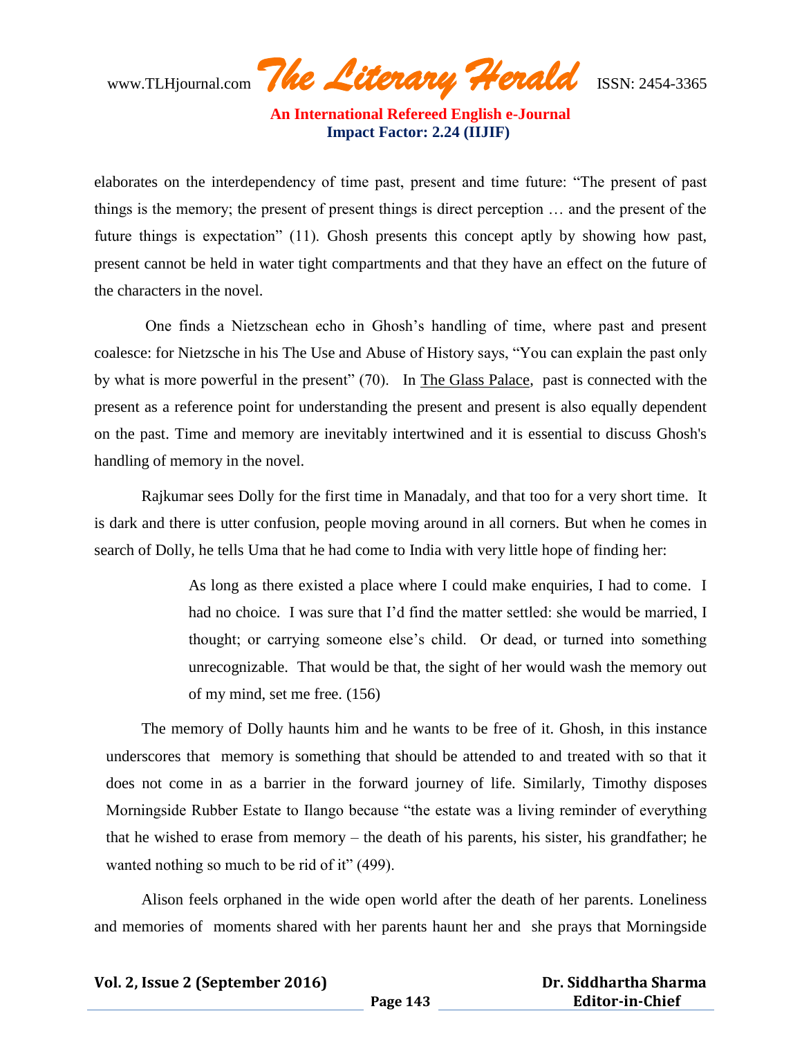elaborates on the interdependency of time past, present and time future: "The present of past things is the memory; the present of present things is direct perception … and the present of the future things is expectation" (11). Ghosh presents this concept aptly by showing how past, present cannot be held in water tight compartments and that they have an effect on the future of the characters in the novel.

One finds a Nietzschean echo in Ghosh's handling of time, where past and present coalesce: for Nietzsche in his The Use and Abuse of History says, "You can explain the past only by what is more powerful in the present" (70). In The Glass Palace, past is connected with the present as a reference point for understanding the present and present is also equally dependent on the past. Time and memory are inevitably intertwined and it is essential to discuss Ghosh's handling of memory in the novel.

Rajkumar sees Dolly for the first time in Manadaly, and that too for a very short time. It is dark and there is utter confusion, people moving around in all corners. But when he comes in search of Dolly, he tells Uma that he had come to India with very little hope of finding her:

> As long as there existed a place where I could make enquiries, I had to come. I had no choice. I was sure that I'd find the matter settled: she would be married, I thought; or carrying someone else's child. Or dead, or turned into something unrecognizable. That would be that, the sight of her would wash the memory out of my mind, set me free. (156)

The memory of Dolly haunts him and he wants to be free of it. Ghosh, in this instance underscores that memory is something that should be attended to and treated with so that it does not come in as a barrier in the forward journey of life. Similarly, Timothy disposes Morningside Rubber Estate to Ilango because "the estate was a living reminder of everything that he wished to erase from memory – the death of his parents, his sister, his grandfather; he wanted nothing so much to be rid of it" (499).

Alison feels orphaned in the wide open world after the death of her parents. Loneliness and memories of moments shared with her parents haunt her and she prays that Morningside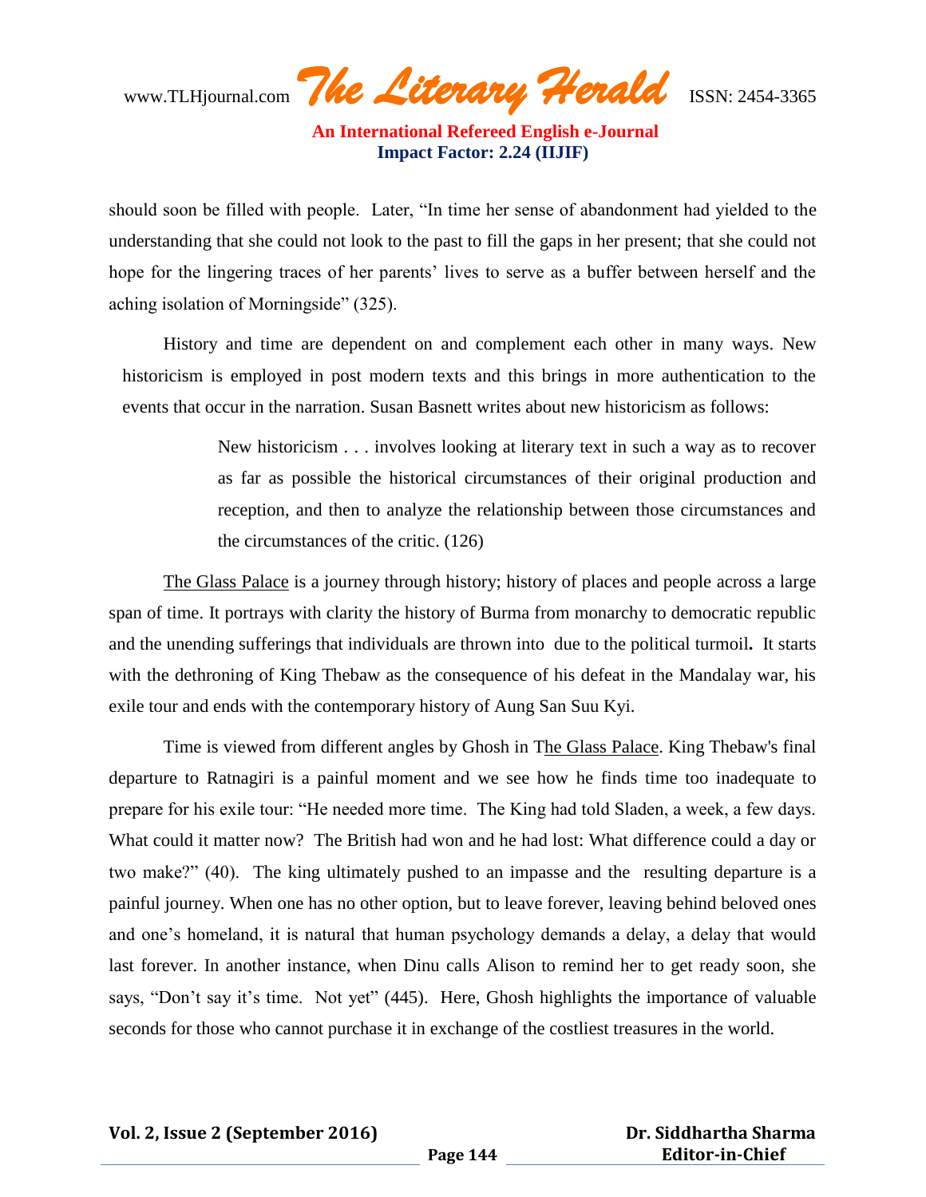should soon be filled with people. Later, "In time her sense of abandonment had yielded to the understanding that she could not look to the past to fill the gaps in her present; that she could not hope for the lingering traces of her parents' lives to serve as a buffer between herself and the aching isolation of Morningside" (325).

History and time are dependent on and complement each other in many ways. New historicism is employed in post modern texts and this brings in more authentication to the events that occur in the narration. Susan Basnett writes about new historicism as follows:

> New historicism . . . involves looking at literary text in such a way as to recover as far as possible the historical circumstances of their original production and reception, and then to analyze the relationship between those circumstances and the circumstances of the critic. (126)

The Glass Palace is a journey through history; history of places and people across a large span of time. It portrays with clarity the history of Burma from monarchy to democratic republic and the unending sufferings that individuals are thrown into due to the political turmoil**.** It starts with the dethroning of King Thebaw as the consequence of his defeat in the Mandalay war, his exile tour and ends with the contemporary history of Aung San Suu Kyi.

Time is viewed from different angles by Ghosh in The Glass Palace. King Thebaw's final departure to Ratnagiri is a painful moment and we see how he finds time too inadequate to prepare for his exile tour: "He needed more time. The King had told Sladen, a week, a few days. What could it matter now? The British had won and he had lost: What difference could a day or two make?" (40). The king ultimately pushed to an impasse and the resulting departure is a painful journey. When one has no other option, but to leave forever, leaving behind beloved ones and one's homeland, it is natural that human psychology demands a delay, a delay that would last forever. In another instance, when Dinu calls Alison to remind her to get ready soon, she says, "Don't say it's time. Not yet" (445). Here, Ghosh highlights the importance of valuable seconds for those who cannot purchase it in exchange of the costliest treasures in the world.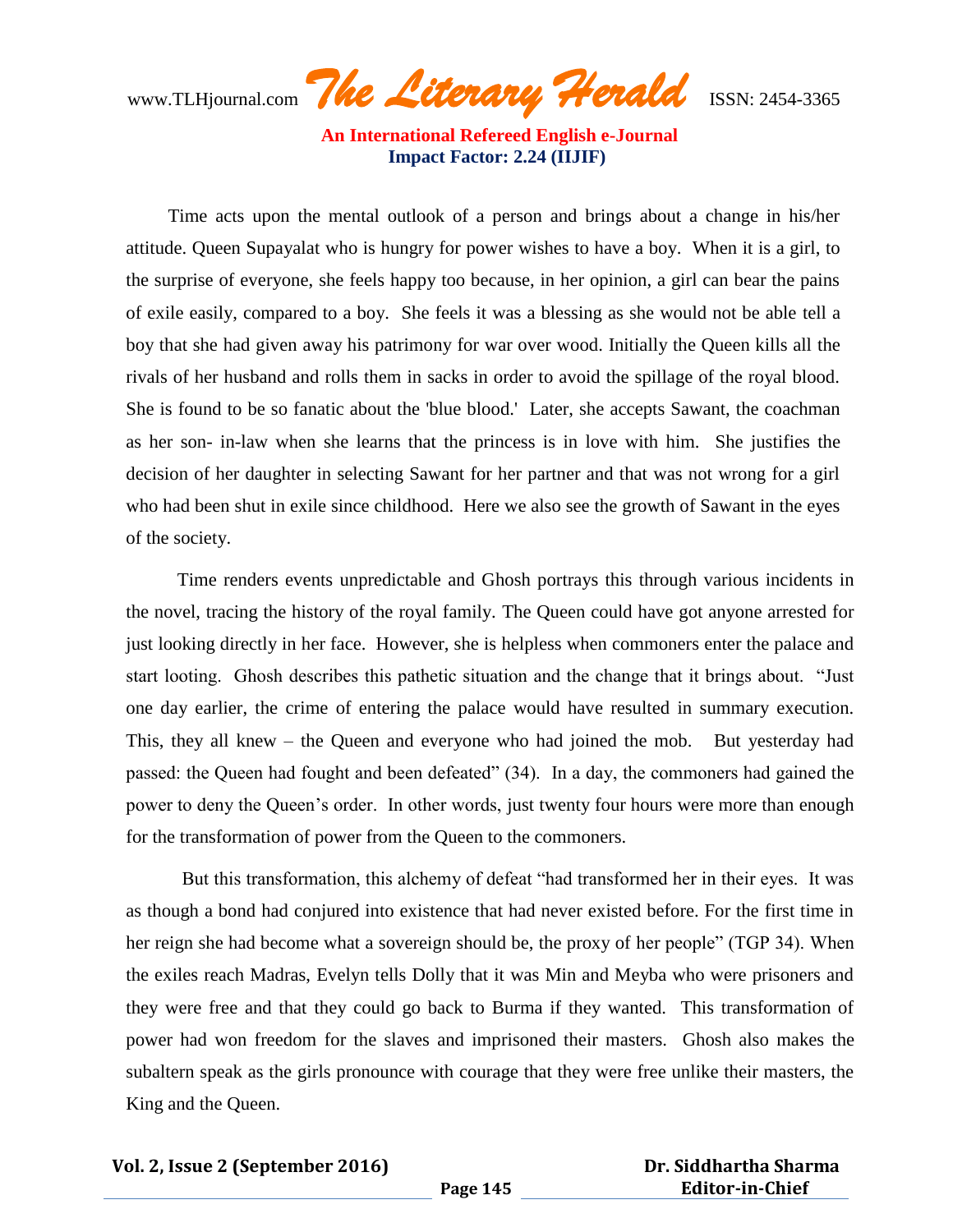Time acts upon the mental outlook of a person and brings about a change in his/her attitude. Queen Supayalat who is hungry for power wishes to have a boy. When it is a girl, to the surprise of everyone, she feels happy too because, in her opinion, a girl can bear the pains of exile easily, compared to a boy. She feels it was a blessing as she would not be able tell a boy that she had given away his patrimony for war over wood. Initially the Queen kills all the rivals of her husband and rolls them in sacks in order to avoid the spillage of the royal blood. She is found to be so fanatic about the 'blue blood.' Later, she accepts Sawant, the coachman as her son- in-law when she learns that the princess is in love with him. She justifies the decision of her daughter in selecting Sawant for her partner and that was not wrong for a girl who had been shut in exile since childhood. Here we also see the growth of Sawant in the eyes of the society.

Time renders events unpredictable and Ghosh portrays this through various incidents in the novel, tracing the history of the royal family. The Queen could have got anyone arrested for just looking directly in her face. However, she is helpless when commoners enter the palace and start looting. Ghosh describes this pathetic situation and the change that it brings about. "Just one day earlier, the crime of entering the palace would have resulted in summary execution. This, they all knew – the Queen and everyone who had joined the mob. But yesterday had passed: the Queen had fought and been defeated" (34). In a day, the commoners had gained the power to deny the Queen's order. In other words, just twenty four hours were more than enough for the transformation of power from the Queen to the commoners.

But this transformation, this alchemy of defeat "had transformed her in their eyes. It was as though a bond had conjured into existence that had never existed before. For the first time in her reign she had become what a sovereign should be, the proxy of her people" (TGP 34). When the exiles reach Madras, Evelyn tells Dolly that it was Min and Meyba who were prisoners and they were free and that they could go back to Burma if they wanted. This transformation of power had won freedom for the slaves and imprisoned their masters. Ghosh also makes the subaltern speak as the girls pronounce with courage that they were free unlike their masters, the King and the Queen.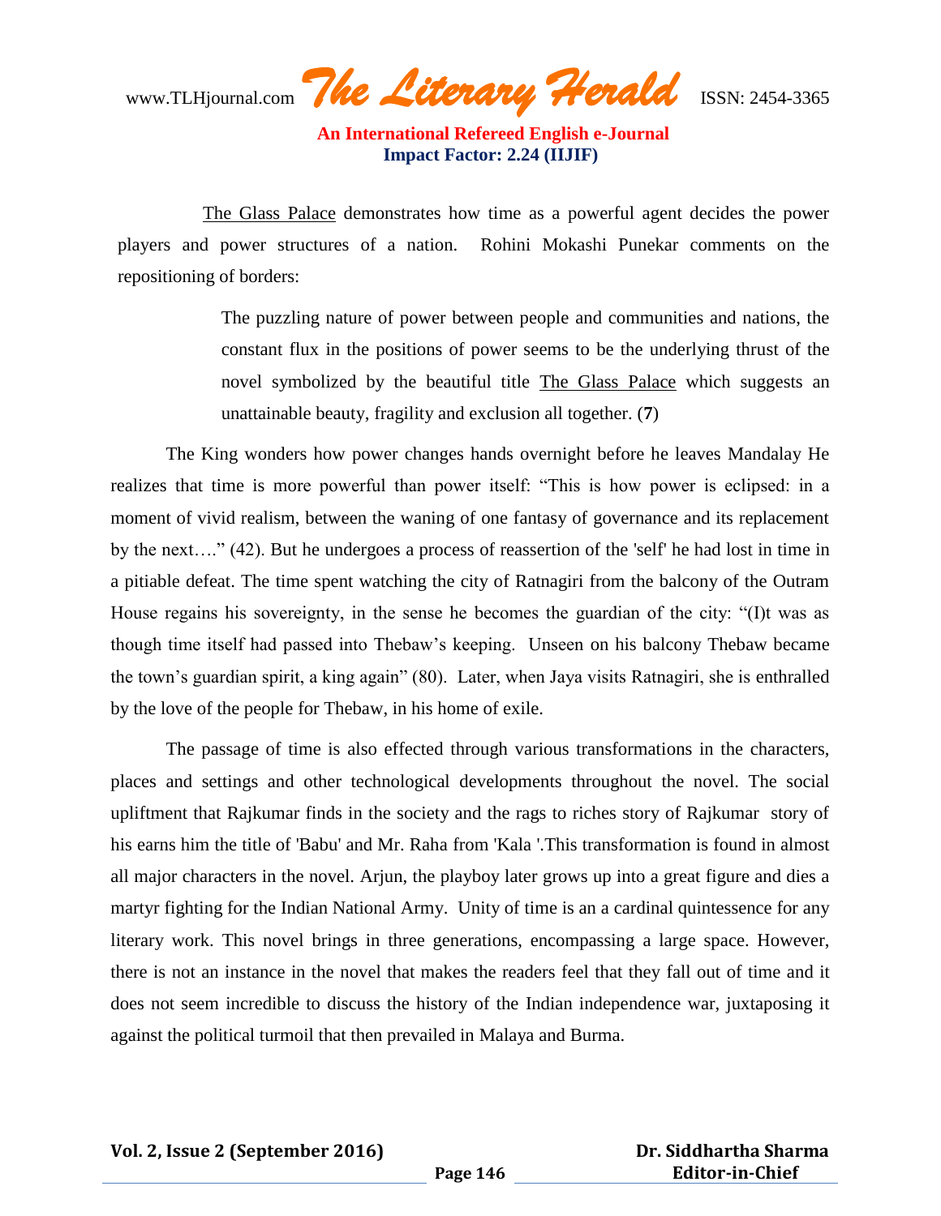The Glass Palace demonstrates how time as a powerful agent decides the power players and power structures of a nation. Rohini Mokashi Punekar comments on the repositioning of borders:

> The puzzling nature of power between people and communities and nations, the constant flux in the positions of power seems to be the underlying thrust of the novel symbolized by the beautiful title The Glass Palace which suggests an unattainable beauty, fragility and exclusion all together. (**7**)

The King wonders how power changes hands overnight before he leaves Mandalay He realizes that time is more powerful than power itself: "This is how power is eclipsed: in a moment of vivid realism, between the waning of one fantasy of governance and its replacement by the next…." (42). But he undergoes a process of reassertion of the 'self' he had lost in time in a pitiable defeat. The time spent watching the city of Ratnagiri from the balcony of the Outram House regains his sovereignty, in the sense he becomes the guardian of the city: "(I)t was as though time itself had passed into Thebaw's keeping. Unseen on his balcony Thebaw became the town's guardian spirit, a king again" (80). Later, when Jaya visits Ratnagiri, she is enthralled by the love of the people for Thebaw, in his home of exile.

The passage of time is also effected through various transformations in the characters, places and settings and other technological developments throughout the novel. The social upliftment that Rajkumar finds in the society and the rags to riches story of Rajkumar story of his earns him the title of 'Babu' and Mr. Raha from 'Kala '.This transformation is found in almost all major characters in the novel. Arjun, the playboy later grows up into a great figure and dies a martyr fighting for the Indian National Army. Unity of time is an a cardinal quintessence for any literary work. This novel brings in three generations, encompassing a large space. However, there is not an instance in the novel that makes the readers feel that they fall out of time and it does not seem incredible to discuss the history of the Indian independence war, juxtaposing it against the political turmoil that then prevailed in Malaya and Burma.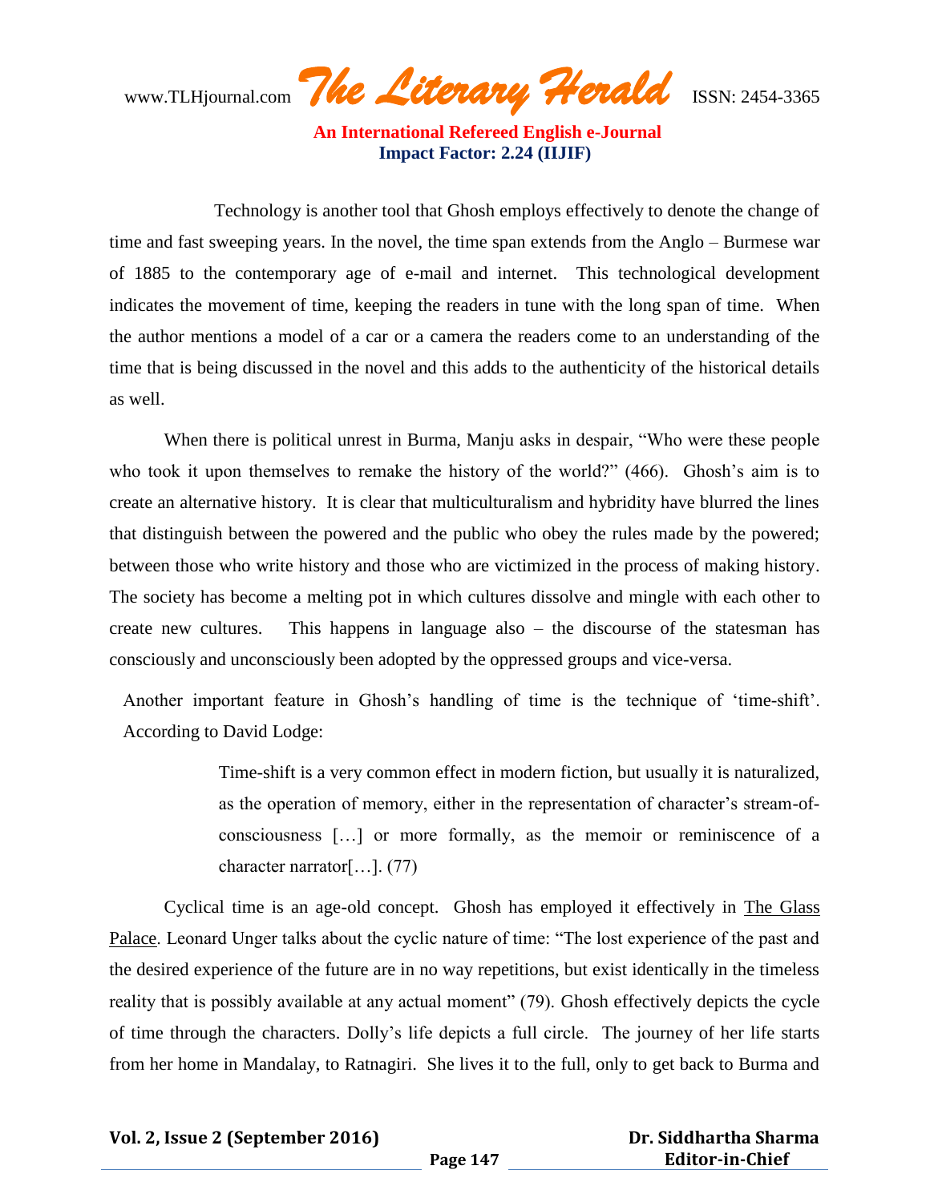Technology is another tool that Ghosh employs effectively to denote the change of time and fast sweeping years. In the novel, the time span extends from the Anglo – Burmese war of 1885 to the contemporary age of e-mail and internet. This technological development indicates the movement of time, keeping the readers in tune with the long span of time. When the author mentions a model of a car or a camera the readers come to an understanding of the time that is being discussed in the novel and this adds to the authenticity of the historical details as well.

When there is political unrest in Burma, Manju asks in despair, "Who were these people who took it upon themselves to remake the history of the world?" (466). Ghosh's aim is to create an alternative history. It is clear that multiculturalism and hybridity have blurred the lines that distinguish between the powered and the public who obey the rules made by the powered; between those who write history and those who are victimized in the process of making history. The society has become a melting pot in which cultures dissolve and mingle with each other to create new cultures. This happens in language also – the discourse of the statesman has consciously and unconsciously been adopted by the oppressed groups and vice-versa.

Another important feature in Ghosh's handling of time is the technique of 'time-shift'. According to David Lodge:

> Time-shift is a very common effect in modern fiction, but usually it is naturalized, as the operation of memory, either in the representation of character's stream-of-consciousness […] or more formally, as the memoir or reminiscence of a character narrator[…]. (77)

Cyclical time is an age-old concept. Ghosh has employed it effectively in The Glass Palace. Leonard Unger talks about the cyclic nature of time: "The lost experience of the past and the desired experience of the future are in no way repetitions, but exist identically in the timeless reality that is possibly available at any actual moment" (79). Ghosh effectively depicts the cycle of time through the characters. Dolly's life depicts a full circle. The journey of her life starts from her home in Mandalay, to Ratnagiri. She lives it to the full, only to get back to Burma and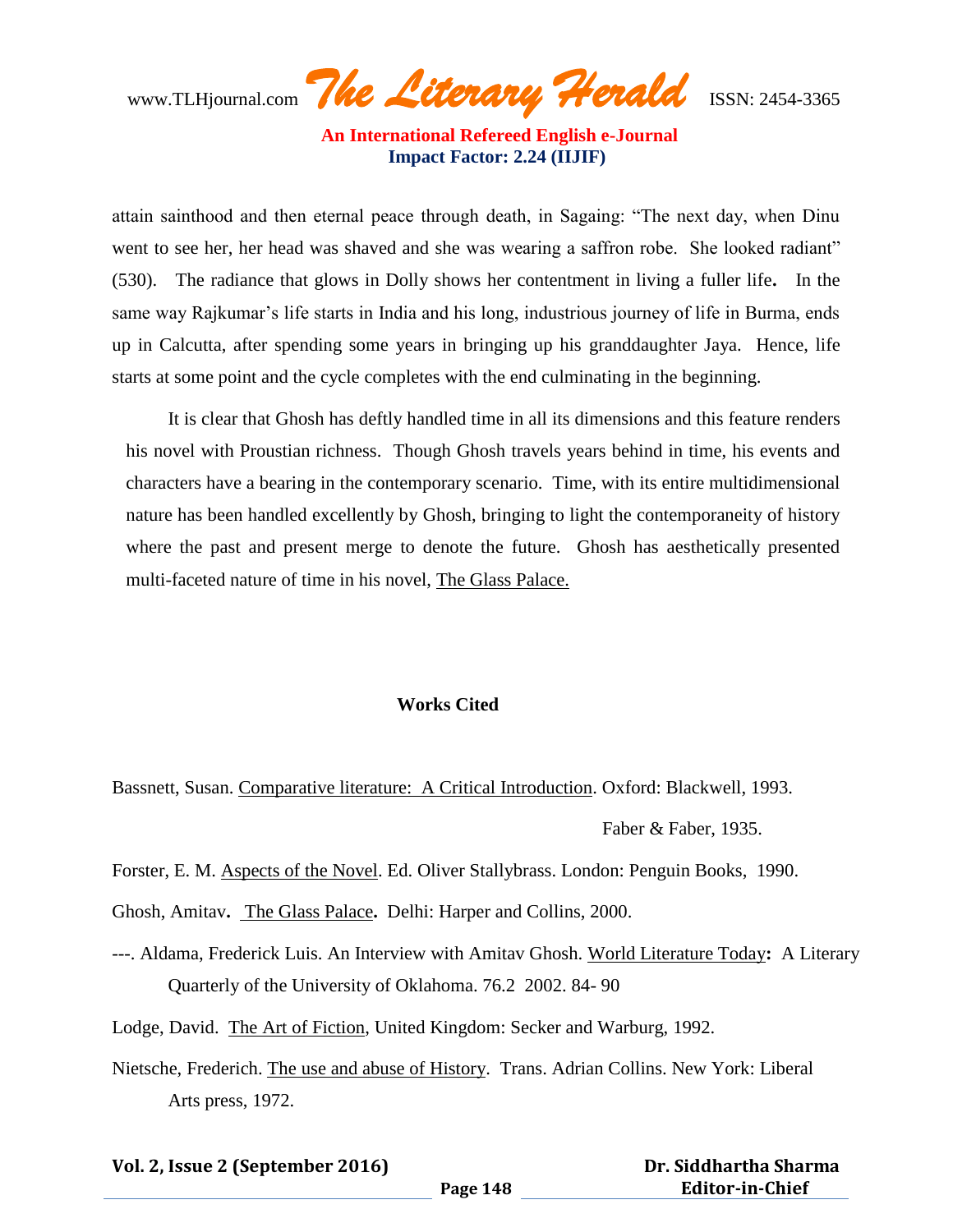attain sainthood and then eternal peace through death, in Sagaing: "The next day, when Dinu went to see her, her head was shaved and she was wearing a saffron robe. She looked radiant" (530). The radiance that glows in Dolly shows her contentment in living a fuller life**.** In the same way Rajkumar's life starts in India and his long, industrious journey of life in Burma, ends up in Calcutta, after spending some years in bringing up his granddaughter Jaya. Hence, life starts at some point and the cycle completes with the end culminating in the beginning.

It is clear that Ghosh has deftly handled time in all its dimensions and this feature renders his novel with Proustian richness. Though Ghosh travels years behind in time, his events and characters have a bearing in the contemporary scenario. Time, with its entire multidimensional nature has been handled excellently by Ghosh, bringing to light the contemporaneity of history where the past and present merge to denote the future. Ghosh has aesthetically presented multi-faceted nature of time in his novel, The Glass Palace.

**Works Cited**

Bassnett, Susan. Comparative literature: A Critical Introduction. Oxford: Blackwell, 1993.

Faber & Faber, 1935.

Forster, E. M. Aspects of the Novel. Ed. Oliver Stallybrass. London: Penguin Books, 1990.

Ghosh, Amitav**.** The Glass Palace**.** Delhi: Harper and Collins, 2000.

---. Aldama, Frederick Luis. An Interview with Amitav Ghosh. World Literature Today**:** A Literary Quarterly of the University of Oklahoma. 76.2 2002. 84- 90

Lodge, David. The Art of Fiction, United Kingdom: Secker and Warburg, 1992.

Nietsche, Frederich. The use and abuse of History. Trans. Adrian Collins. New York: Liberal Arts press, 1972.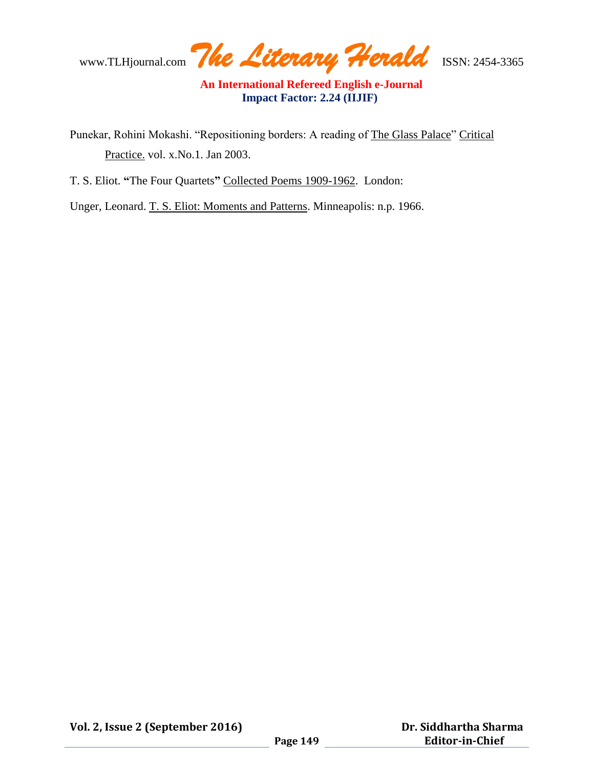Punekar, Rohini Mokashi. "Repositioning borders: A reading of The Glass Palace" Critical Practice. vol. x.No.1. Jan 2003.

T. S. Eliot. **"**The Four Quartets**"** Collected Poems 1909-1962. London:

Unger, Leonard. T. S. Eliot: Moments and Patterns. Minneapolis: n.p. 1966.